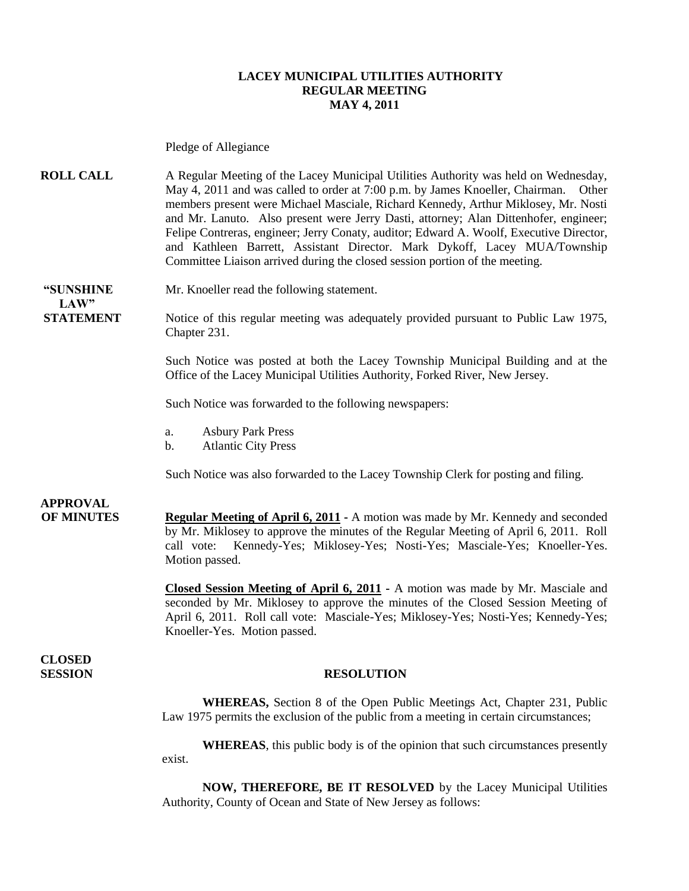# LACEY MUNICIPAL UTILITIES AUTHORITY
## REGULAR MEETING
## MAY 4, 2011

Pledge of Allegiance

**ROLL CALL** A Regular Meeting of the Lacey Municipal Utilities Authority was held on Wednesday, May 4, 2011 and was called to order at 7:00 p.m. by James Knoeller, Chairman. Other members present were Michael Masciale, Richard Kennedy, Arthur Miklosey, Mr. Nosti and Mr. Lanuto. Also present were Jerry Dasti, attorney; Alan Dittenhofer, engineer; Felipe Contreras, engineer; Jerry Conaty, auditor; Edward A. Woolf, Executive Director, and Kathleen Barrett, Assistant Director. Mark Dykoff, Lacey MUA/Township Committee Liaison arrived during the closed session portion of the meeting.

**"SUNSHINE LAW" STATEMENT** Mr. Knoeller read the following statement.

Notice of this regular meeting was adequately provided pursuant to Public Law 1975, Chapter 231.

Such Notice was posted at both the Lacey Township Municipal Building and at the Office of the Lacey Municipal Utilities Authority, Forked River, New Jersey.

Such Notice was forwarded to the following newspapers:

a. Asbury Park Press
b. Atlantic City Press

Such Notice was also forwarded to the Lacey Township Clerk for posting and filing.

**APPROVAL OF MINUTES** **Regular Meeting of April 6, 2011** - A motion was made by Mr. Kennedy and seconded by Mr. Miklosey to approve the minutes of the Regular Meeting of April 6, 2011. Roll call vote: Kennedy-Yes; Miklosey-Yes; Nosti-Yes; Masciale-Yes; Knoeller-Yes. Motion passed.

**Closed Session Meeting of April 6, 2011** - A motion was made by Mr. Masciale and seconded by Mr. Miklosey to approve the minutes of the Closed Session Meeting of April 6, 2011. Roll call vote: Masciale-Yes; Miklosey-Yes; Nosti-Yes; Kennedy-Yes; Knoeller-Yes. Motion passed.

**CLOSED SESSION**

**RESOLUTION**

**WHEREAS,** Section 8 of the Open Public Meetings Act, Chapter 231, Public Law 1975 permits the exclusion of the public from a meeting in certain circumstances;

**WHEREAS**, this public body is of the opinion that such circumstances presently exist.

**NOW, THEREFORE, BE IT RESOLVED** by the Lacey Municipal Utilities Authority, County of Ocean and State of New Jersey as follows: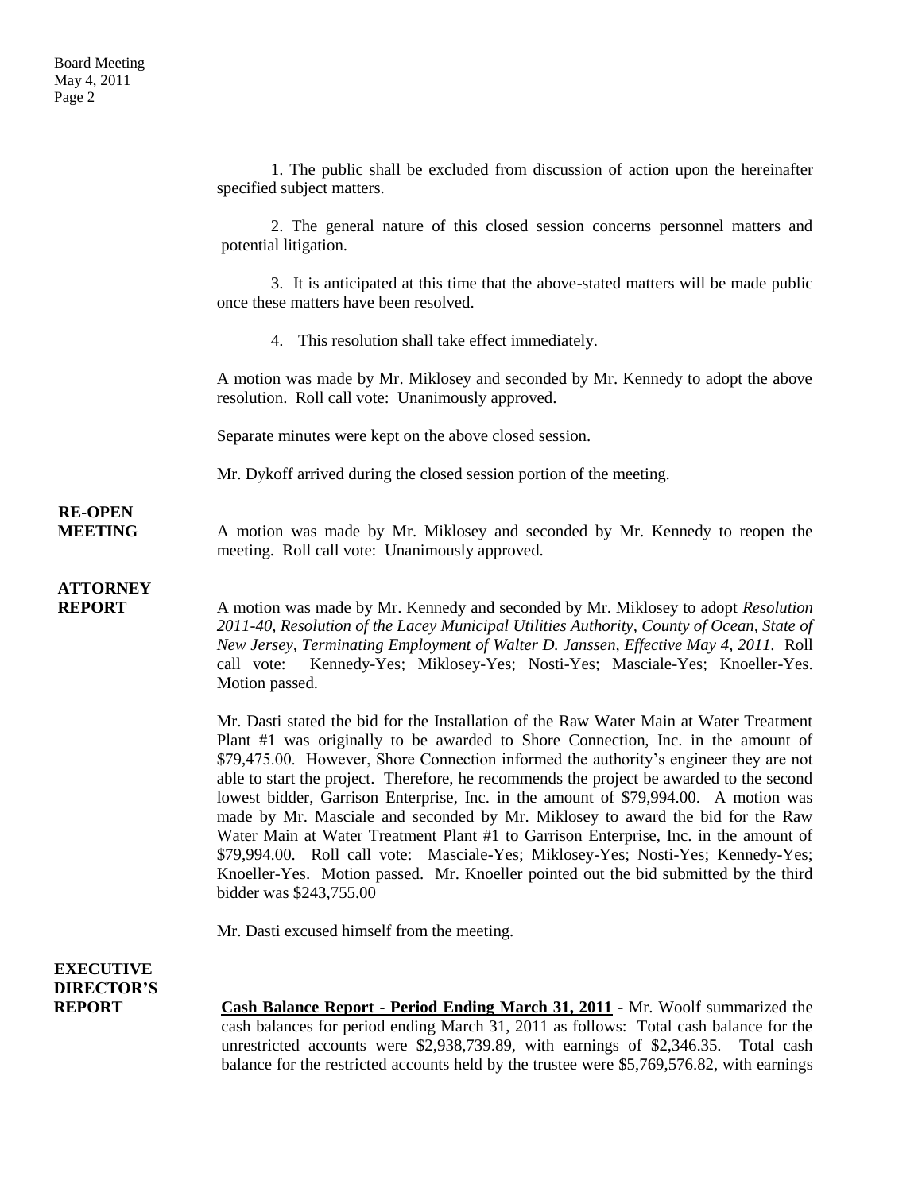1. The public shall be excluded from discussion of action upon the hereinafter specified subject matters.

2. The general nature of this closed session concerns personnel matters and potential litigation.

3. It is anticipated at this time that the above-stated matters will be made public once these matters have been resolved.

4. This resolution shall take effect immediately.

A motion was made by Mr. Miklosey and seconded by Mr. Kennedy to adopt the above resolution. Roll call vote: Unanimously approved.

Separate minutes were kept on the above closed session.

Mr. Dykoff arrived during the closed session portion of the meeting.

**RE-OPEN MEETING**

A motion was made by Mr. Miklosey and seconded by Mr. Kennedy to reopen the meeting. Roll call vote: Unanimously approved.

**ATTORNEY REPORT**

A motion was made by Mr. Kennedy and seconded by Mr. Miklosey to adopt *Resolution 2011-40, Resolution of the Lacey Municipal Utilities Authority, County of Ocean, State of New Jersey, Terminating Employment of Walter D. Janssen, Effective May 4, 2011.* Roll call vote: Kennedy-Yes; Miklosey-Yes; Nosti-Yes; Masciale-Yes; Knoeller-Yes. Motion passed.

Mr. Dasti stated the bid for the Installation of the Raw Water Main at Water Treatment Plant #1 was originally to be awarded to Shore Connection, Inc. in the amount of $79,475.00. However, Shore Connection informed the authority's engineer they are not able to start the project. Therefore, he recommends the project be awarded to the second lowest bidder, Garrison Enterprise, Inc. in the amount of $79,994.00. A motion was made by Mr. Masciale and seconded by Mr. Miklosey to award the bid for the Raw Water Main at Water Treatment Plant #1 to Garrison Enterprise, Inc. in the amount of $79,994.00. Roll call vote: Masciale-Yes; Miklosey-Yes; Nosti-Yes; Kennedy-Yes; Knoeller-Yes. Motion passed. Mr. Knoeller pointed out the bid submitted by the third bidder was $243,755.00

Mr. Dasti excused himself from the meeting.

**EXECUTIVE DIRECTOR'S REPORT**

**Cash Balance Report - Period Ending March 31, 2011** - Mr. Woolf summarized the cash balances for period ending March 31, 2011 as follows: Total cash balance for the unrestricted accounts were $2,938,739.89, with earnings of $2,346.35. Total cash balance for the restricted accounts held by the trustee were $5,769,576.82, with earnings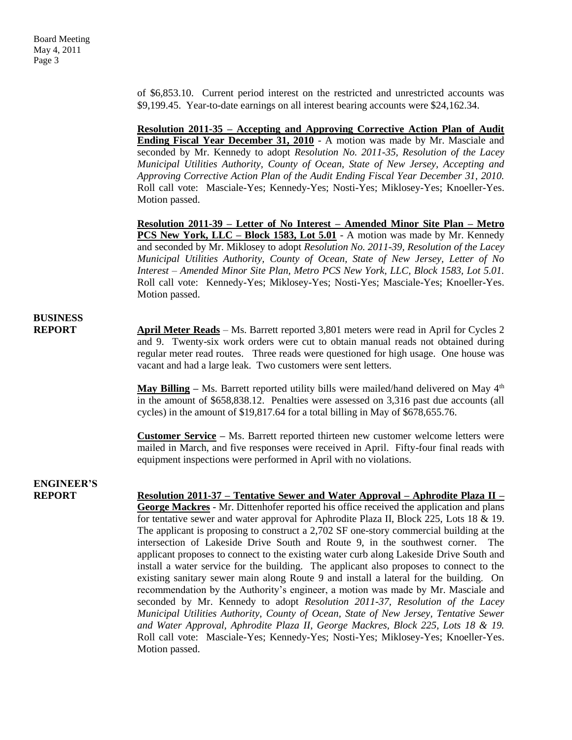of $6,853.10. Current period interest on the restricted and unrestricted accounts was $9,199.45. Year-to-date earnings on all interest bearing accounts were $24,162.34.

**Resolution 2011-35 – Accepting and Approving Corrective Action Plan of Audit Ending Fiscal Year December 31, 2010** - A motion was made by Mr. Masciale and seconded by Mr. Kennedy to adopt *Resolution No. 2011-35, Resolution of the Lacey Municipal Utilities Authority, County of Ocean, State of New Jersey, Accepting and Approving Corrective Action Plan of the Audit Ending Fiscal Year December 31, 2010.* Roll call vote: Masciale-Yes; Kennedy-Yes; Nosti-Yes; Miklosey-Yes; Knoeller-Yes. Motion passed.

**Resolution 2011-39 – Letter of No Interest – Amended Minor Site Plan – Metro PCS New York, LLC – Block 1583, Lot 5.01** - A motion was made by Mr. Kennedy and seconded by Mr. Miklosey to adopt *Resolution No. 2011-39, Resolution of the Lacey Municipal Utilities Authority, County of Ocean, State of New Jersey, Letter of No Interest – Amended Minor Site Plan, Metro PCS New York, LLC, Block 1583, Lot 5.01.* Roll call vote: Kennedy-Yes; Miklosey-Yes; Nosti-Yes; Masciale-Yes; Knoeller-Yes. Motion passed.

## BUSINESS REPORT

**April Meter Reads** – Ms. Barrett reported 3,801 meters were read in April for Cycles 2 and 9. Twenty-six work orders were cut to obtain manual reads not obtained during regular meter read routes. Three reads were questioned for high usage. One house was vacant and had a large leak. Two customers were sent letters.

**May Billing** – Ms. Barrett reported utility bills were mailed/hand delivered on May 4th in the amount of $658,838.12. Penalties were assessed on 3,316 past due accounts (all cycles) in the amount of $19,817.64 for a total billing in May of $678,655.76.

**Customer Service** – Ms. Barrett reported thirteen new customer welcome letters were mailed in March, and five responses were received in April. Fifty-four final reads with equipment inspections were performed in April with no violations.

## ENGINEER'S REPORT

**Resolution 2011-37 – Tentative Sewer and Water Approval – Aphrodite Plaza II – George Mackres** - Mr. Dittenhofer reported his office received the application and plans for tentative sewer and water approval for Aphrodite Plaza II, Block 225, Lots 18 & 19. The applicant is proposing to construct a 2,702 SF one-story commercial building at the intersection of Lakeside Drive South and Route 9, in the southwest corner. The applicant proposes to connect to the existing water curb along Lakeside Drive South and install a water service for the building. The applicant also proposes to connect to the existing sanitary sewer main along Route 9 and install a lateral for the building. On recommendation by the Authority's engineer, a motion was made by Mr. Masciale and seconded by Mr. Kennedy to adopt *Resolution 2011-37, Resolution of the Lacey Municipal Utilities Authority, County of Ocean, State of New Jersey, Tentative Sewer and Water Approval, Aphrodite Plaza II, George Mackres, Block 225, Lots 18 & 19.* Roll call vote: Masciale-Yes; Kennedy-Yes; Nosti-Yes; Miklosey-Yes; Knoeller-Yes. Motion passed.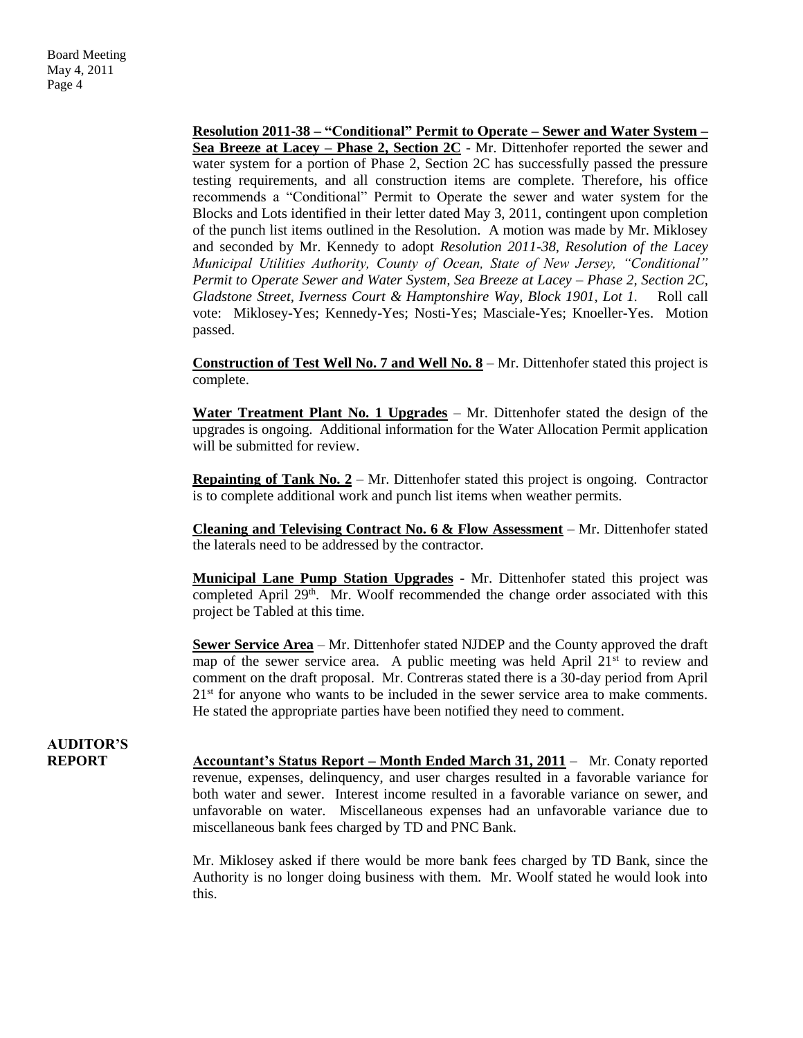**Resolution 2011-38 – "Conditional" Permit to Operate – Sewer and Water System – Sea Breeze at Lacey – Phase 2, Section 2C** - Mr. Dittenhofer reported the sewer and water system for a portion of Phase 2, Section 2C has successfully passed the pressure testing requirements, and all construction items are complete. Therefore, his office recommends a "Conditional" Permit to Operate the sewer and water system for the Blocks and Lots identified in their letter dated May 3, 2011, contingent upon completion of the punch list items outlined in the Resolution. A motion was made by Mr. Miklosey and seconded by Mr. Kennedy to adopt *Resolution 2011-38, Resolution of the Lacey Municipal Utilities Authority, County of Ocean, State of New Jersey, "Conditional" Permit to Operate Sewer and Water System, Sea Breeze at Lacey – Phase 2, Section 2C, Gladstone Street, Iverness Court & Hamptonshire Way, Block 1901, Lot 1.* Roll call vote: Miklosey-Yes; Kennedy-Yes; Nosti-Yes; Masciale-Yes; Knoeller-Yes. Motion passed.

**Construction of Test Well No. 7 and Well No. 8** – Mr. Dittenhofer stated this project is complete.

**Water Treatment Plant No. 1 Upgrades** – Mr. Dittenhofer stated the design of the upgrades is ongoing. Additional information for the Water Allocation Permit application will be submitted for review.

**Repainting of Tank No. 2** – Mr. Dittenhofer stated this project is ongoing. Contractor is to complete additional work and punch list items when weather permits.

**Cleaning and Televising Contract No. 6 & Flow Assessment** – Mr. Dittenhofer stated the laterals need to be addressed by the contractor.

**Municipal Lane Pump Station Upgrades** - Mr. Dittenhofer stated this project was completed April 29th. Mr. Woolf recommended the change order associated with this project be Tabled at this time.

**Sewer Service Area** – Mr. Dittenhofer stated NJDEP and the County approved the draft map of the sewer service area. A public meeting was held April 21st to review and comment on the draft proposal. Mr. Contreras stated there is a 30-day period from April 21st for anyone who wants to be included in the sewer service area to make comments. He stated the appropriate parties have been notified they need to comment.

**AUDITOR'S REPORT**

**Accountant's Status Report – Month Ended March 31, 2011** – Mr. Conaty reported revenue, expenses, delinquency, and user charges resulted in a favorable variance for both water and sewer. Interest income resulted in a favorable variance on sewer, and unfavorable on water. Miscellaneous expenses had an unfavorable variance due to miscellaneous bank fees charged by TD and PNC Bank.

Mr. Miklosey asked if there would be more bank fees charged by TD Bank, since the Authority is no longer doing business with them. Mr. Woolf stated he would look into this.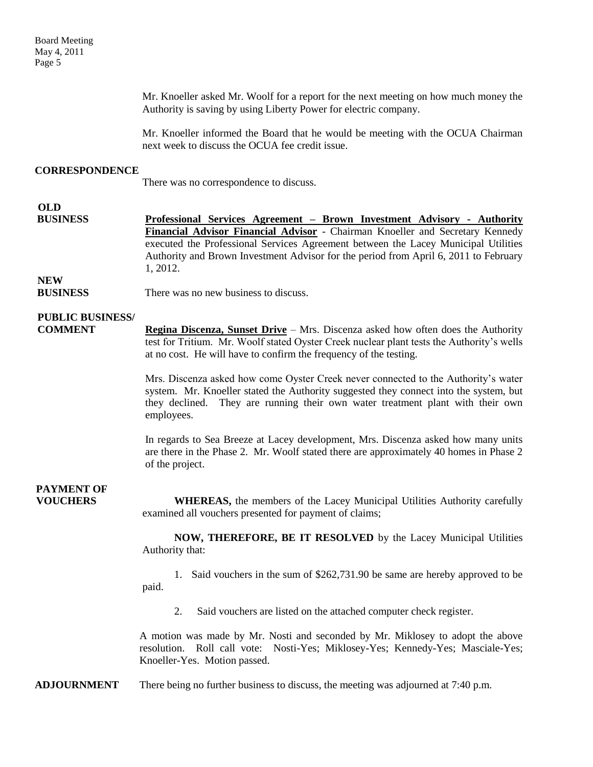Mr. Knoeller asked Mr. Woolf for a report for the next meeting on how much money the Authority is saving by using Liberty Power for electric company.

Mr. Knoeller informed the Board that he would be meeting with the OCUA Chairman next week to discuss the OCUA fee credit issue.

**CORRESPONDENCE**

There was no correspondence to discuss.

**OLD BUSINESS**

**Professional Services Agreement – Brown Investment Advisory - Authority Financial Advisor Financial Advisor** - Chairman Knoeller and Secretary Kennedy executed the Professional Services Agreement between the Lacey Municipal Utilities Authority and Brown Investment Advisor for the period from April 6, 2011 to February 1, 2012.

**NEW BUSINESS**

There was no new business to discuss.

**PUBLIC BUSINESS/ COMMENT**

**Regina Discenza, Sunset Drive** – Mrs. Discenza asked how often does the Authority test for Tritium. Mr. Woolf stated Oyster Creek nuclear plant tests the Authority's wells at no cost. He will have to confirm the frequency of the testing.

Mrs. Discenza asked how come Oyster Creek never connected to the Authority's water system. Mr. Knoeller stated the Authority suggested they connect into the system, but they declined. They are running their own water treatment plant with their own employees.

In regards to Sea Breeze at Lacey development, Mrs. Discenza asked how many units are there in the Phase 2. Mr. Woolf stated there are approximately 40 homes in Phase 2 of the project.

**PAYMENT OF VOUCHERS**

**WHEREAS,** the members of the Lacey Municipal Utilities Authority carefully examined all vouchers presented for payment of claims;

**NOW, THEREFORE, BE IT RESOLVED** by the Lacey Municipal Utilities Authority that:

1. Said vouchers in the sum of $262,731.90 be same are hereby approved to be paid.

2. Said vouchers are listed on the attached computer check register.

A motion was made by Mr. Nosti and seconded by Mr. Miklosey to adopt the above resolution. Roll call vote: Nosti-Yes; Miklosey-Yes; Kennedy-Yes; Masciale-Yes; Knoeller-Yes. Motion passed.

**ADJOURNMENT**

There being no further business to discuss, the meeting was adjourned at 7:40 p.m.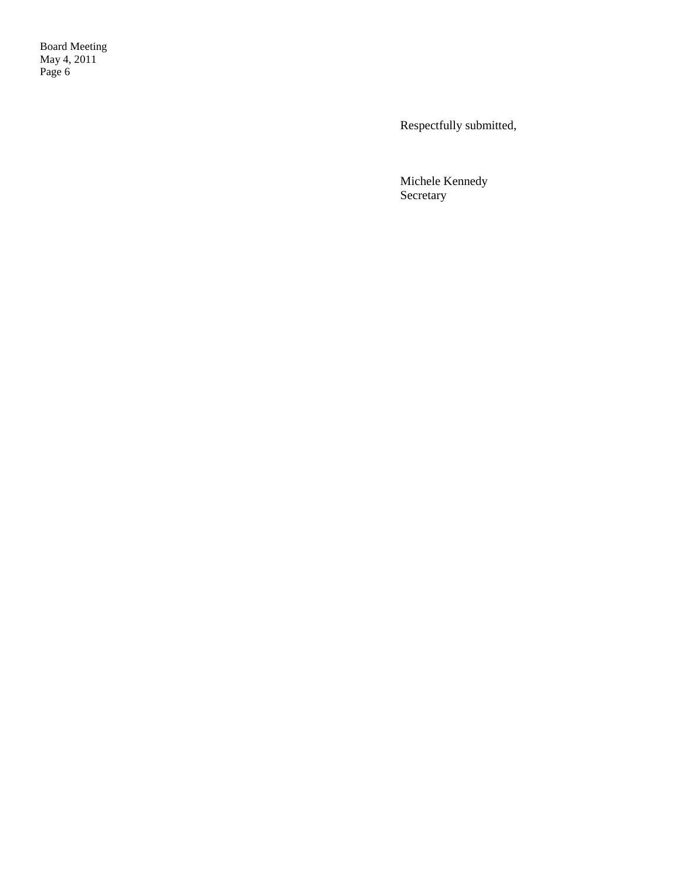Respectfully submitted,

Michele Kennedy
Secretary